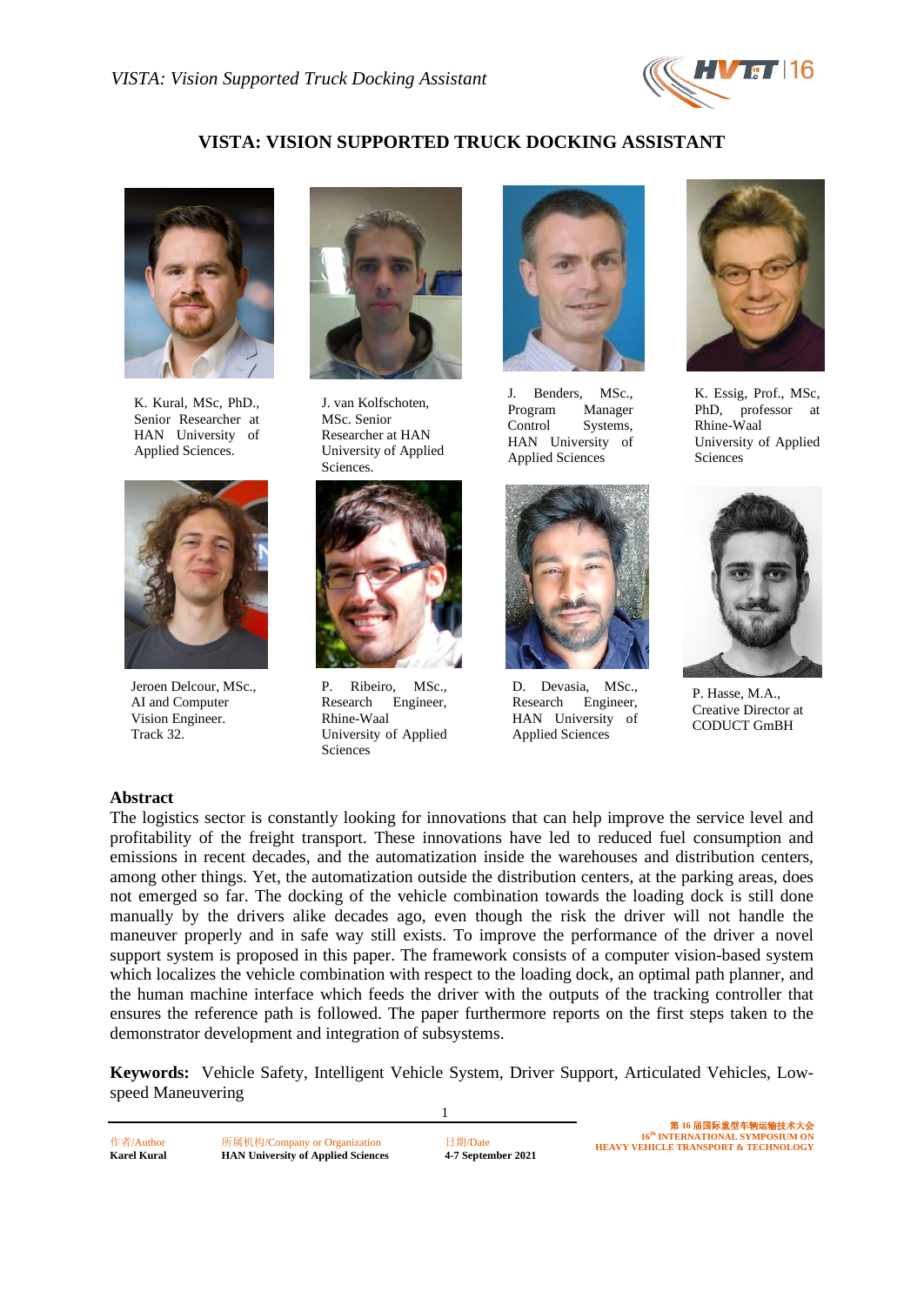# VISTA: VISION SUPPORTED TRUCK DOCKING ASSISTANT

K. Kural, MSc, PhD., Senior Researcher at HAN University of Applied Sciences.

J. van Kolfschoten, MSc. Senior Researcher at HAN University of Applied Sciences.

J. Benders, MSc., Program Manager Control Systems, HAN University of Applied Sciences

K. Essig, Prof., MSc, PhD, professor at Rhine-Waal University of Applied Sciences

Jeroen Delcour, MSc., AI and Computer Vision Engineer. Track 32.

P. Ribeiro, MSc., Research Engineer, Rhine-Waal University of Applied Sciences

D. Devasia, MSc., Research Engineer, HAN University of Applied Sciences

P. Hasse, M.A., Creative Director at CODUCT GmBH

## Abstract

The logistics sector is constantly looking for innovations that can help improve the service level and profitability of the freight transport. These innovations have led to reduced fuel consumption and emissions in recent decades, and the automatization inside the warehouses and distribution centers, among other things. Yet, the automatization outside the distribution centers, at the parking areas, does not emerged so far. The docking of the vehicle combination towards the loading dock is still done manually by the drivers alike decades ago, even though the risk the driver will not handle the maneuver properly and in safe way still exists. To improve the performance of the driver a novel support system is proposed in this paper. The framework consists of a computer vision-based system which localizes the vehicle combination with respect to the loading dock, an optimal path planner, and the human machine interface which feeds the driver with the outputs of the tracking controller that ensures the reference path is followed. The paper furthermore reports on the first steps taken to the demonstrator development and integration of subsystems.

**Keywords:** Vehicle Safety, Intelligent Vehicle System, Driver Support, Articulated Vehicles, Low-speed Maneuvering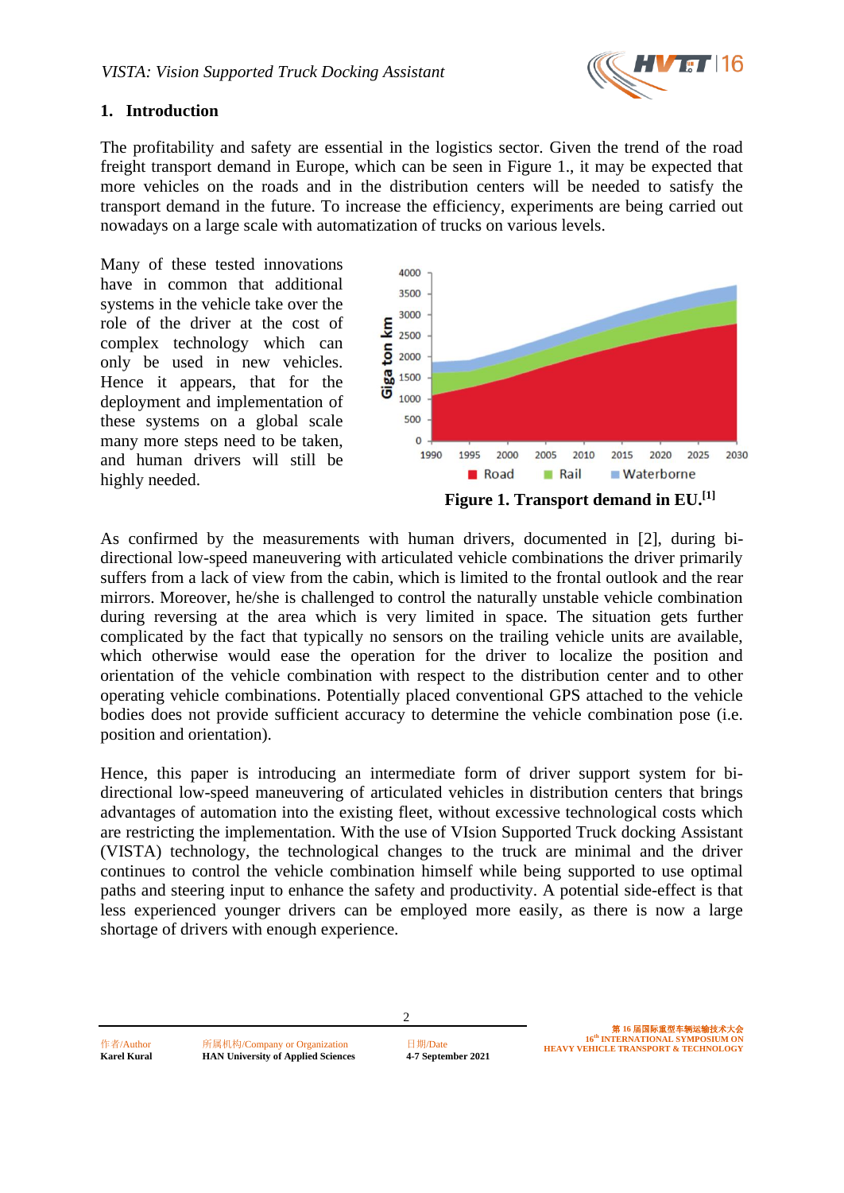## 1. Introduction

The profitability and safety are essential in the logistics sector. Given the trend of the road freight transport demand in Europe, which can be seen in Figure 1., it may be expected that more vehicles on the roads and in the distribution centers will be needed to satisfy the transport demand in the future. To increase the efficiency, experiments are being carried out nowadays on a large scale with automatization of trucks on various levels.

Many of these tested innovations have in common that additional systems in the vehicle take over the role of the driver at the cost of complex technology which can only be used in new vehicles. Hence it appears, that for the deployment and implementation of these systems on a global scale many more steps need to be taken, and human drivers will still be highly needed.

**Figure 1. Transport demand in EU.[1]**

As confirmed by the measurements with human drivers, documented in [2], during bi-directional low-speed maneuvering with articulated vehicle combinations the driver primarily suffers from a lack of view from the cabin, which is limited to the frontal outlook and the rear mirrors. Moreover, he/she is challenged to control the naturally unstable vehicle combination during reversing at the area which is very limited in space. The situation gets further complicated by the fact that typically no sensors on the trailing vehicle units are available, which otherwise would ease the operation for the driver to localize the position and orientation of the vehicle combination with respect to the distribution center and to other operating vehicle combinations. Potentially placed conventional GPS attached to the vehicle bodies does not provide sufficient accuracy to determine the vehicle combination pose (i.e. position and orientation).

Hence, this paper is introducing an intermediate form of driver support system for bi-directional low-speed maneuvering of articulated vehicles in distribution centers that brings advantages of automation into the existing fleet, without excessive technological costs which are restricting the implementation. With the use of VIsion Supported Truck docking Assistant (VISTA) technology, the technological changes to the truck are minimal and the driver continues to control the vehicle combination himself while being supported to use optimal paths and steering input to enhance the safety and productivity. A potential side-effect is that less experienced younger drivers can be employed more easily, as there is now a large shortage of drivers with enough experience.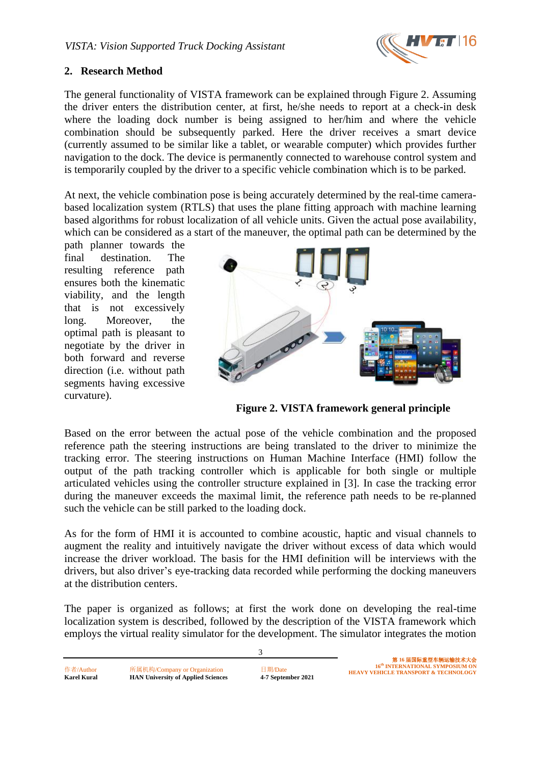## 2. Research Method

The general functionality of VISTA framework can be explained through Figure 2. Assuming the driver enters the distribution center, at first, he/she needs to report at a check-in desk where the loading dock number is being assigned to her/him and where the vehicle combination should be subsequently parked. Here the driver receives a smart device (currently assumed to be similar like a tablet, or wearable computer) which provides further navigation to the dock. The device is permanently connected to warehouse control system and is temporarily coupled by the driver to a specific vehicle combination which is to be parked.

At next, the vehicle combination pose is being accurately determined by the real-time camera-based localization system (RTLS) that uses the plane fitting approach with machine learning based algorithms for robust localization of all vehicle units. Given the actual pose availability, which can be considered as a start of the maneuver, the optimal path can be determined by the path planner towards the final destination. The resulting reference path ensures both the kinematic viability, and the length that is not excessively long. Moreover, the optimal path is pleasant to negotiate by the driver in both forward and reverse direction (i.e. without path segments having excessive curvature).

**Figure 2. VISTA framework general principle**

Based on the error between the actual pose of the vehicle combination and the proposed reference path the steering instructions are being translated to the driver to minimize the tracking error. The steering instructions on Human Machine Interface (HMI) follow the output of the path tracking controller which is applicable for both single or multiple articulated vehicles using the controller structure explained in [3]. In case the tracking error during the maneuver exceeds the maximal limit, the reference path needs to be re-planned such the vehicle can be still parked to the loading dock.

As for the form of HMI it is accounted to combine acoustic, haptic and visual channels to augment the reality and intuitively navigate the driver without excess of data which would increase the driver workload. The basis for the HMI definition will be interviews with the drivers, but also driver's eye-tracking data recorded while performing the docking maneuvers at the distribution centers.

The paper is organized as follows; at first the work done on developing the real-time localization system is described, followed by the description of the VISTA framework which employs the virtual reality simulator for the development. The simulator integrates the motion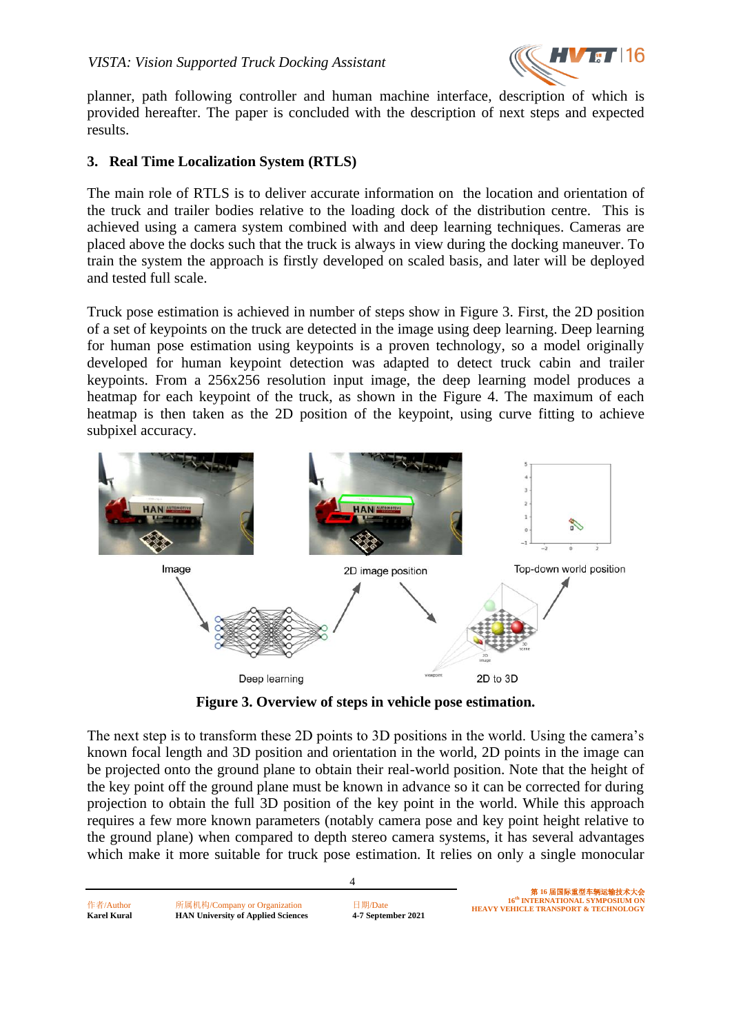planner, path following controller and human machine interface, description of which is provided hereafter. The paper is concluded with the description of next steps and expected results.

## 3. Real Time Localization System (RTLS)

The main role of RTLS is to deliver accurate information on the location and orientation of the truck and trailer bodies relative to the loading dock of the distribution centre. This is achieved using a camera system combined with and deep learning techniques. Cameras are placed above the docks such that the truck is always in view during the docking maneuver. To train the system the approach is firstly developed on scaled basis, and later will be deployed and tested full scale.

Truck pose estimation is achieved in number of steps show in Figure 3. First, the 2D position of a set of keypoints on the truck are detected in the image using deep learning. Deep learning for human pose estimation using keypoints is a proven technology, so a model originally developed for human keypoint detection was adapted to detect truck cabin and trailer keypoints. From a 256x256 resolution input image, the deep learning model produces a heatmap for each keypoint of the truck, as shown in the Figure 4. The maximum of each heatmap is then taken as the 2D position of the keypoint, using curve fitting to achieve subpixel accuracy.

**Figure 3. Overview of steps in vehicle pose estimation.**

The next step is to transform these 2D points to 3D positions in the world. Using the camera's known focal length and 3D position and orientation in the world, 2D points in the image can be projected onto the ground plane to obtain their real-world position. Note that the height of the key point off the ground plane must be known in advance so it can be corrected for during projection to obtain the full 3D position of the key point in the world. While this approach requires a few more known parameters (notably camera pose and key point height relative to the ground plane) when compared to depth stereo camera systems, it has several advantages which make it more suitable for truck pose estimation. It relies on only a single monocular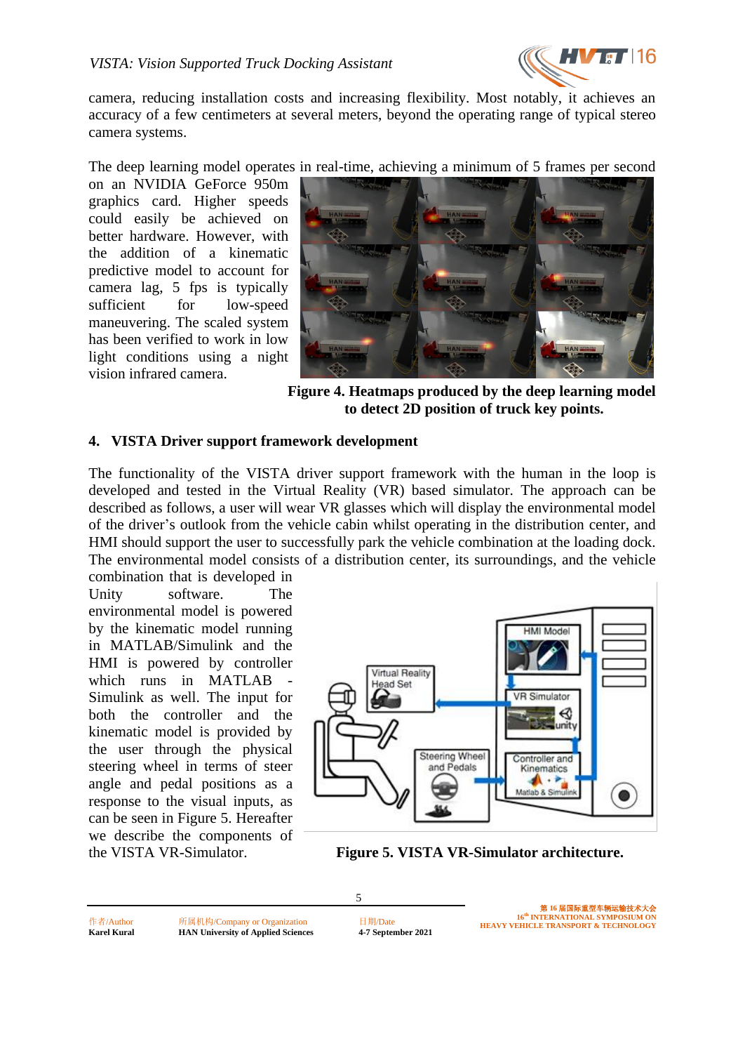camera, reducing installation costs and increasing flexibility. Most notably, it achieves an accuracy of a few centimeters at several meters, beyond the operating range of typical stereo camera systems.

The deep learning model operates in real-time, achieving a minimum of 5 frames per second on an NVIDIA GeForce 950m graphics card. Higher speeds could easily be achieved on better hardware. However, with the addition of a kinematic predictive model to account for camera lag, 5 fps is typically sufficient for low-speed maneuvering. The scaled system has been verified to work in low light conditions using a night vision infrared camera.

**Figure 4. Heatmaps produced by the deep learning model to detect 2D position of truck key points.**

## 4. VISTA Driver support framework development

The functionality of the VISTA driver support framework with the human in the loop is developed and tested in the Virtual Reality (VR) based simulator. The approach can be described as follows, a user will wear VR glasses which will display the environmental model of the driver's outlook from the vehicle cabin whilst operating in the distribution center, and HMI should support the user to successfully park the vehicle combination at the loading dock. The environmental model consists of a distribution center, its surroundings, and the vehicle combination that is developed in Unity software. The environmental model is powered by the kinematic model running in MATLAB/Simulink and the HMI is powered by controller which runs in MATLAB - Simulink as well. The input for both the controller and the kinematic model is provided by the user through the physical steering wheel in terms of steer angle and pedal positions as a response to the visual inputs, as can be seen in Figure 5. Hereafter we describe the components of the VISTA VR-Simulator.

**Figure 5. VISTA VR-Simulator architecture.**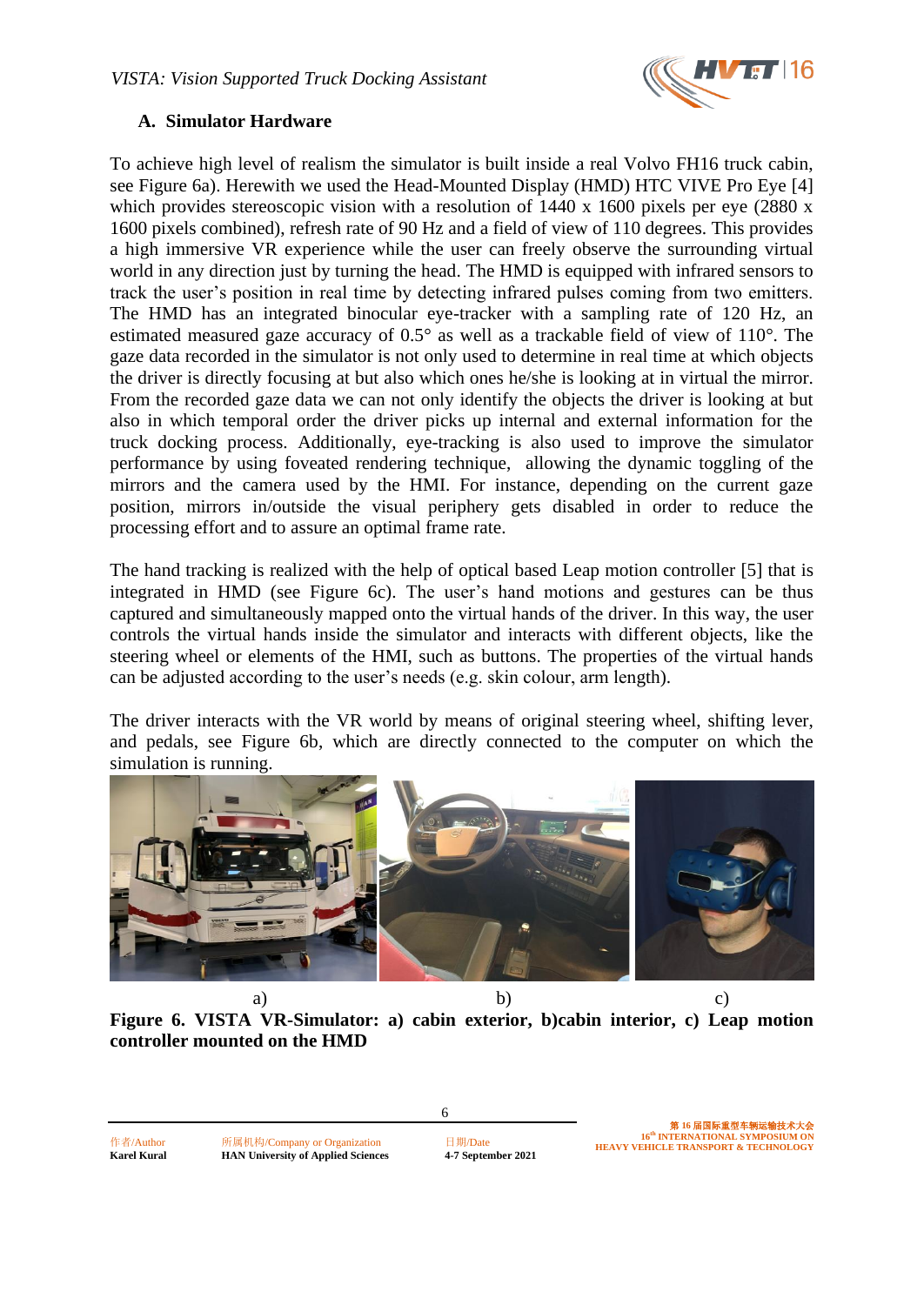### A. Simulator Hardware

To achieve high level of realism the simulator is built inside a real Volvo FH16 truck cabin, see Figure 6a). Herewith we used the Head-Mounted Display (HMD) HTC VIVE Pro Eye [4] which provides stereoscopic vision with a resolution of 1440 x 1600 pixels per eye (2880 x 1600 pixels combined), refresh rate of 90 Hz and a field of view of 110 degrees. This provides a high immersive VR experience while the user can freely observe the surrounding virtual world in any direction just by turning the head. The HMD is equipped with infrared sensors to track the user's position in real time by detecting infrared pulses coming from two emitters. The HMD has an integrated binocular eye-tracker with a sampling rate of 120 Hz, an estimated measured gaze accuracy of 0.5° as well as a trackable field of view of 110°. The gaze data recorded in the simulator is not only used to determine in real time at which objects the driver is directly focusing at but also which ones he/she is looking at in virtual the mirror. From the recorded gaze data we can not only identify the objects the driver is looking at but also in which temporal order the driver picks up internal and external information for the truck docking process. Additionally, eye-tracking is also used to improve the simulator performance by using foveated rendering technique, allowing the dynamic toggling of the mirrors and the camera used by the HMI. For instance, depending on the current gaze position, mirrors in/outside the visual periphery gets disabled in order to reduce the processing effort and to assure an optimal frame rate.

The hand tracking is realized with the help of optical based Leap motion controller [5] that is integrated in HMD (see Figure 6c). The user's hand motions and gestures can be thus captured and simultaneously mapped onto the virtual hands of the driver. In this way, the user controls the virtual hands inside the simulator and interacts with different objects, like the steering wheel or elements of the HMI, such as buttons. The properties of the virtual hands can be adjusted according to the user's needs (e.g. skin colour, arm length).

The driver interacts with the VR world by means of original steering wheel, shifting lever, and pedals, see Figure 6b, which are directly connected to the computer on which the simulation is running.

a) b) c)

**Figure 6. VISTA VR-Simulator: a) cabin exterior, b)cabin interior, c) Leap motion controller mounted on the HMD**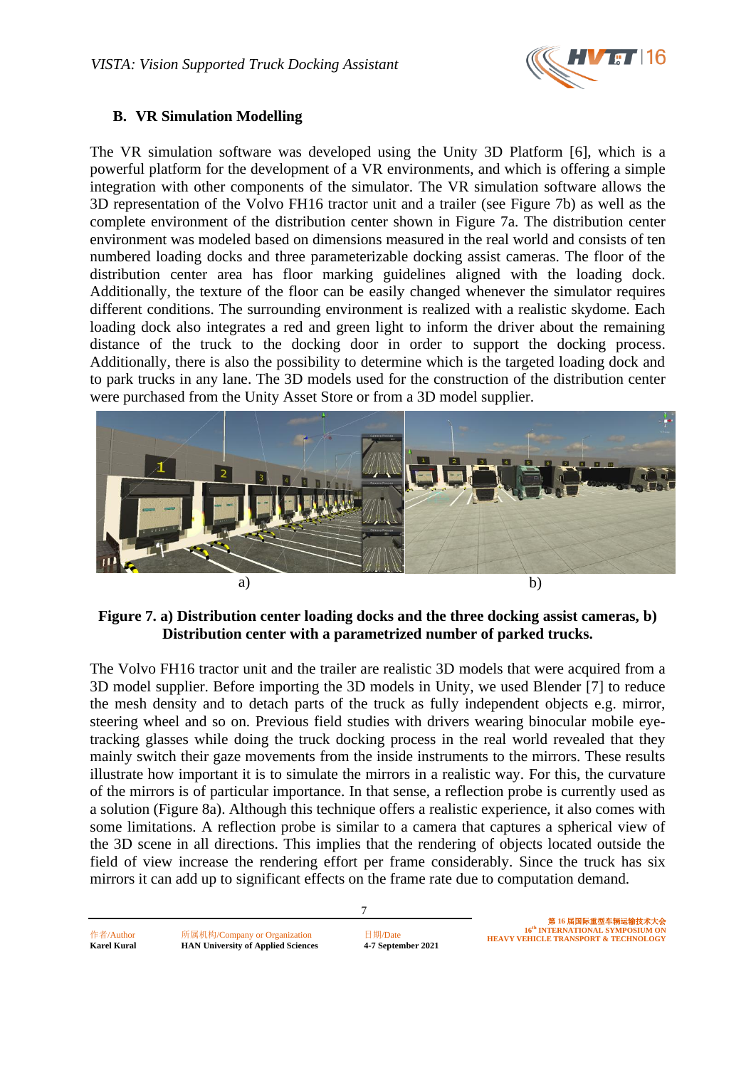### B. VR Simulation Modelling

The VR simulation software was developed using the Unity 3D Platform [6], which is a powerful platform for the development of a VR environments, and which is offering a simple integration with other components of the simulator. The VR simulation software allows the 3D representation of the Volvo FH16 tractor unit and a trailer (see Figure 7b) as well as the complete environment of the distribution center shown in Figure 7a. The distribution center environment was modeled based on dimensions measured in the real world and consists of ten numbered loading docks and three parameterizable docking assist cameras. The floor of the distribution center area has floor marking guidelines aligned with the loading dock. Additionally, the texture of the floor can be easily changed whenever the simulator requires different conditions. The surrounding environment is realized with a realistic skydome. Each loading dock also integrates a red and green light to inform the driver about the remaining distance of the truck to the docking door in order to support the docking process. Additionally, there is also the possibility to determine which is the targeted loading dock and to park trucks in any lane. The 3D models used for the construction of the distribution center were purchased from the Unity Asset Store or from a 3D model supplier.

a) b)

**Figure 7. a) Distribution center loading docks and the three docking assist cameras, b) Distribution center with a parametrized number of parked trucks.**

The Volvo FH16 tractor unit and the trailer are realistic 3D models that were acquired from a 3D model supplier. Before importing the 3D models in Unity, we used Blender [7] to reduce the mesh density and to detach parts of the truck as fully independent objects e.g. mirror, steering wheel and so on. Previous field studies with drivers wearing binocular mobile eye-tracking glasses while doing the truck docking process in the real world revealed that they mainly switch their gaze movements from the inside instruments to the mirrors. These results illustrate how important it is to simulate the mirrors in a realistic way. For this, the curvature of the mirrors is of particular importance. In that sense, a reflection probe is currently used as a solution (Figure 8a). Although this technique offers a realistic experience, it also comes with some limitations. A reflection probe is similar to a camera that captures a spherical view of the 3D scene in all directions. This implies that the rendering of objects located outside the field of view increase the rendering effort per frame considerably. Since the truck has six mirrors it can add up to significant effects on the frame rate due to computation demand.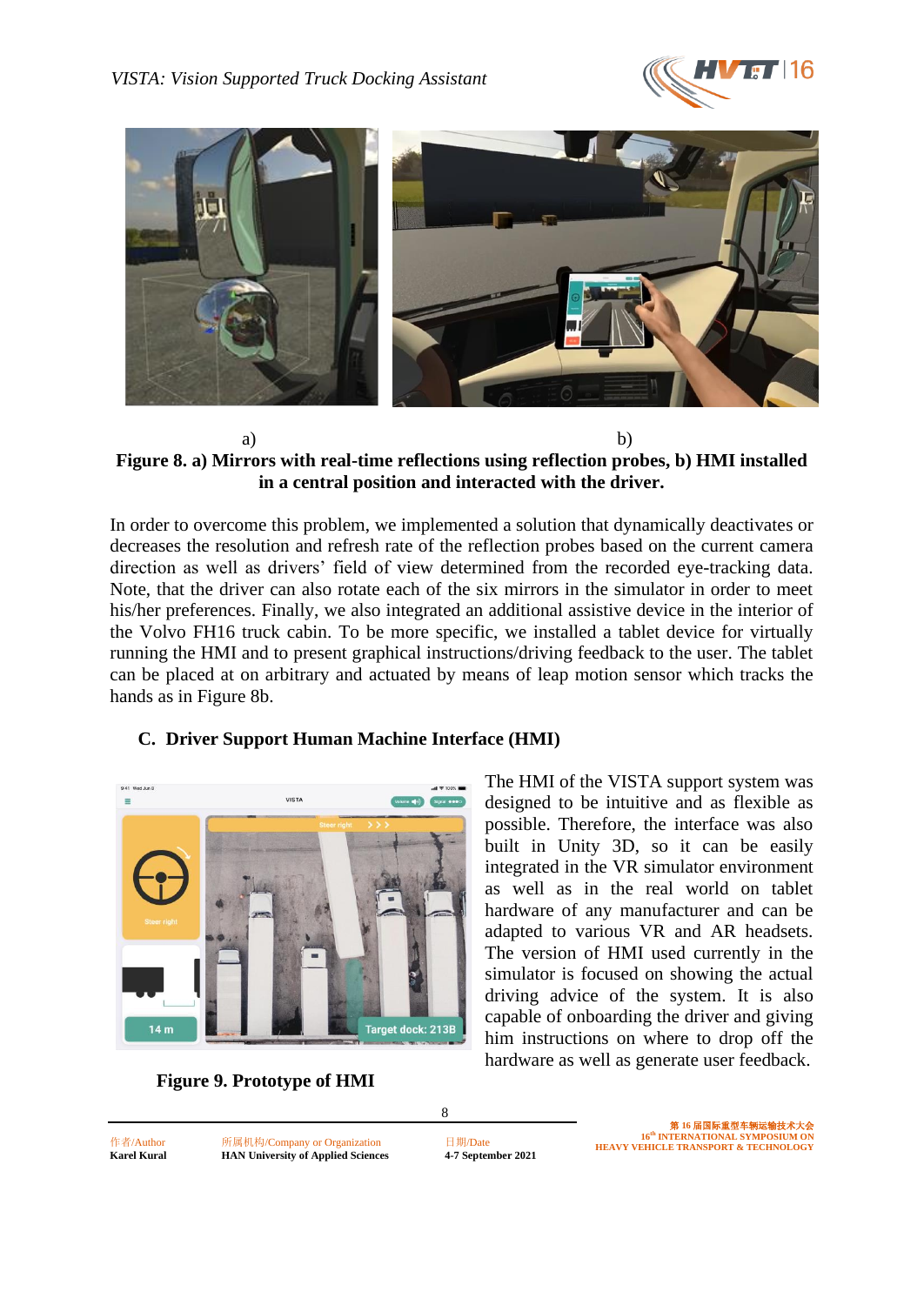a) b)

**Figure 8. a) Mirrors with real-time reflections using reflection probes, b) HMI installed in a central position and interacted with the driver.**

In order to overcome this problem, we implemented a solution that dynamically deactivates or decreases the resolution and refresh rate of the reflection probes based on the current camera direction as well as drivers' field of view determined from the recorded eye-tracking data. Note, that the driver can also rotate each of the six mirrors in the simulator in order to meet his/her preferences. Finally, we also integrated an additional assistive device in the interior of the Volvo FH16 truck cabin. To be more specific, we installed a tablet device for virtually running the HMI and to present graphical instructions/driving feedback to the user. The tablet can be placed at on arbitrary and actuated by means of leap motion sensor which tracks the hands as in Figure 8b.

### C. Driver Support Human Machine Interface (HMI)

The HMI of the VISTA support system was designed to be intuitive and as flexible as possible. Therefore, the interface was also built in Unity 3D, so it can be easily integrated in the VR simulator environment as well as in the real world on tablet hardware of any manufacturer and can be adapted to various VR and AR headsets. The version of HMI used currently in the simulator is focused on showing the actual driving advice of the system. It is also capable of onboarding the driver and giving him instructions on where to drop off the hardware as well as generate user feedback.

**Figure 9. Prototype of HMI**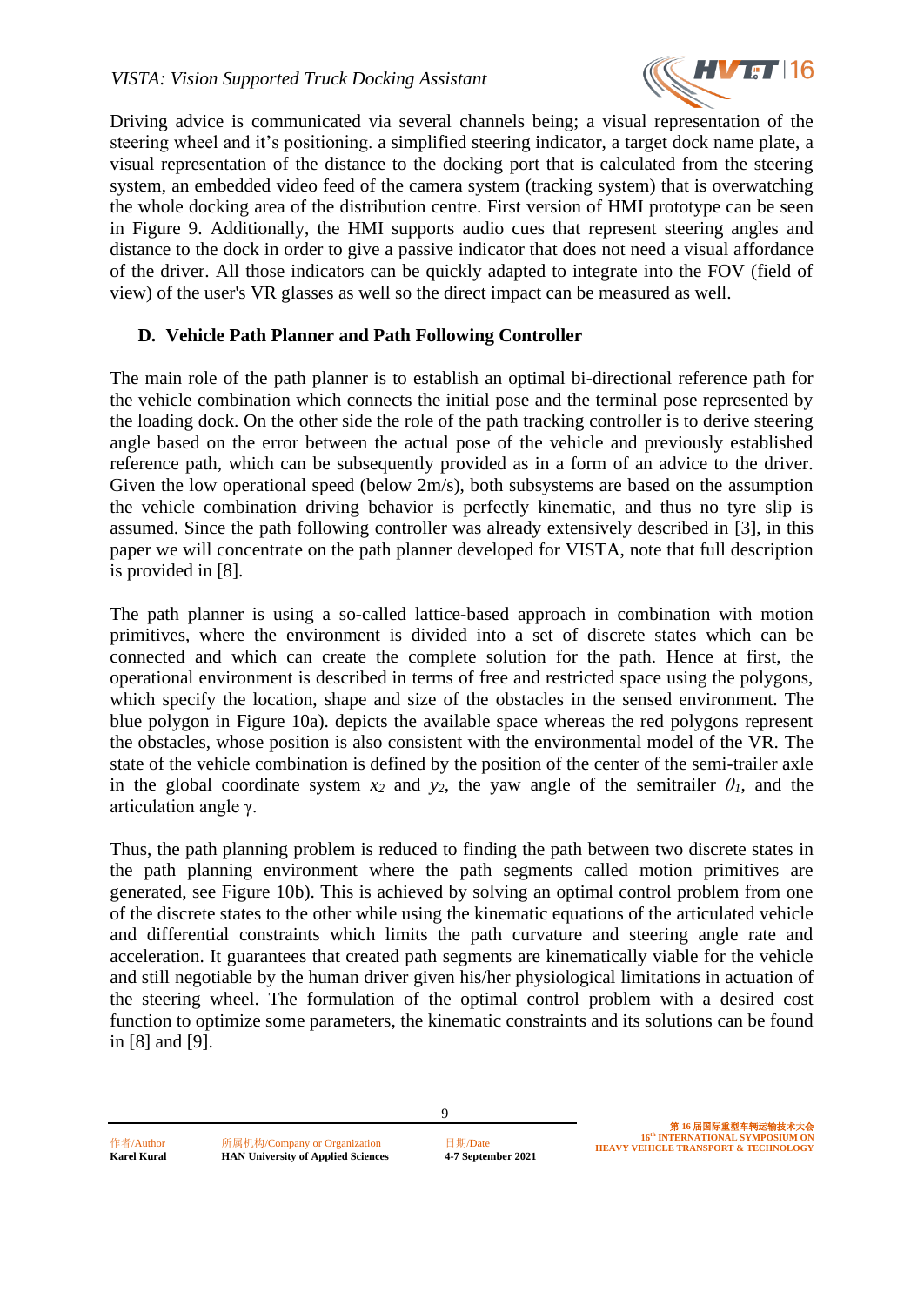Driving advice is communicated via several channels being; a visual representation of the steering wheel and it's positioning. a simplified steering indicator, a target dock name plate, a visual representation of the distance to the docking port that is calculated from the steering system, an embedded video feed of the camera system (tracking system) that is overwatching the whole docking area of the distribution centre. First version of HMI prototype can be seen in Figure 9. Additionally, the HMI supports audio cues that represent steering angles and distance to the dock in order to give a passive indicator that does not need a visual affordance of the driver. All those indicators can be quickly adapted to integrate into the FOV (field of view) of the user's VR glasses as well so the direct impact can be measured as well.

### D. Vehicle Path Planner and Path Following Controller

The main role of the path planner is to establish an optimal bi-directional reference path for the vehicle combination which connects the initial pose and the terminal pose represented by the loading dock. On the other side the role of the path tracking controller is to derive steering angle based on the error between the actual pose of the vehicle and previously established reference path, which can be subsequently provided as in a form of an advice to the driver. Given the low operational speed (below 2m/s), both subsystems are based on the assumption the vehicle combination driving behavior is perfectly kinematic, and thus no tyre slip is assumed. Since the path following controller was already extensively described in [3], in this paper we will concentrate on the path planner developed for VISTA, note that full description is provided in [8].

The path planner is using a so-called lattice-based approach in combination with motion primitives, where the environment is divided into a set of discrete states which can be connected and which can create the complete solution for the path. Hence at first, the operational environment is described in terms of free and restricted space using the polygons, which specify the location, shape and size of the obstacles in the sensed environment. The blue polygon in Figure 10a). depicts the available space whereas the red polygons represent the obstacles, whose position is also consistent with the environmental model of the VR. The state of the vehicle combination is defined by the position of the center of the semi-trailer axle in the global coordinate system $x_2$ and $y_2$, the yaw angle of the semitrailer $\theta_1$, and the articulation angle $\gamma$.

Thus, the path planning problem is reduced to finding the path between two discrete states in the path planning environment where the path segments called motion primitives are generated, see Figure 10b). This is achieved by solving an optimal control problem from one of the discrete states to the other while using the kinematic equations of the articulated vehicle and differential constraints which limits the path curvature and steering angle rate and acceleration. It guarantees that created path segments are kinematically viable for the vehicle and still negotiable by the human driver given his/her physiological limitations in actuation of the steering wheel. The formulation of the optimal control problem with a desired cost function to optimize some parameters, the kinematic constraints and its solutions can be found in [8] and [9].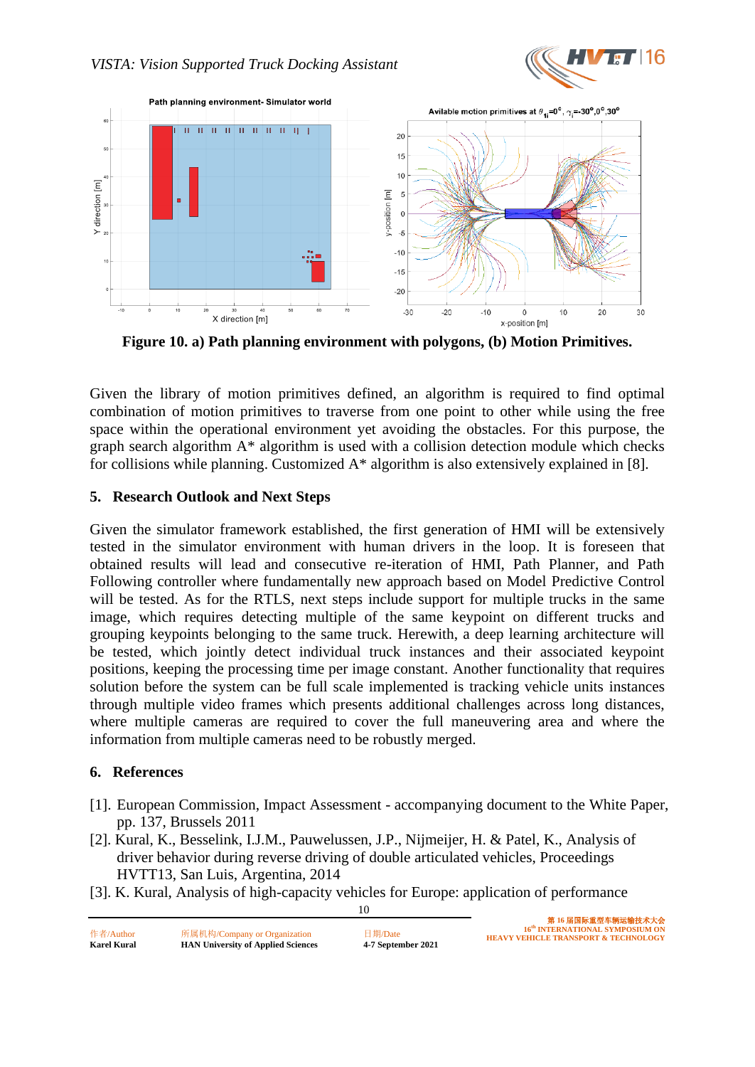**Figure 10. a) Path planning environment with polygons, (b) Motion Primitives.**

Given the library of motion primitives defined, an algorithm is required to find optimal combination of motion primitives to traverse from one point to other while using the free space within the operational environment yet avoiding the obstacles. For this purpose, the graph search algorithm A* algorithm is used with a collision detection module which checks for collisions while planning. Customized A* algorithm is also extensively explained in [8].

## 5. Research Outlook and Next Steps

Given the simulator framework established, the first generation of HMI will be extensively tested in the simulator environment with human drivers in the loop. It is foreseen that obtained results will lead and consecutive re-iteration of HMI, Path Planner, and Path Following controller where fundamentally new approach based on Model Predictive Control will be tested. As for the RTLS, next steps include support for multiple trucks in the same image, which requires detecting multiple of the same keypoint on different trucks and grouping keypoints belonging to the same truck. Herewith, a deep learning architecture will be tested, which jointly detect individual truck instances and their associated keypoint positions, keeping the processing time per image constant. Another functionality that requires solution before the system can be full scale implemented is tracking vehicle units instances through multiple video frames which presents additional challenges across long distances, where multiple cameras are required to cover the full maneuvering area and where the information from multiple cameras need to be robustly merged.

## 6. References

[1]. European Commission, Impact Assessment - accompanying document to the White Paper, pp. 137, Brussels 2011

[2]. Kural, K., Besselink, I.J.M., Pauwelussen, J.P., Nijmeijer, H. & Patel, K., Analysis of driver behavior during reverse driving of double articulated vehicles, Proceedings HVTT13, San Luis, Argentina, 2014

[3]. K. Kural, Analysis of high-capacity vehicles for Europe: application of performance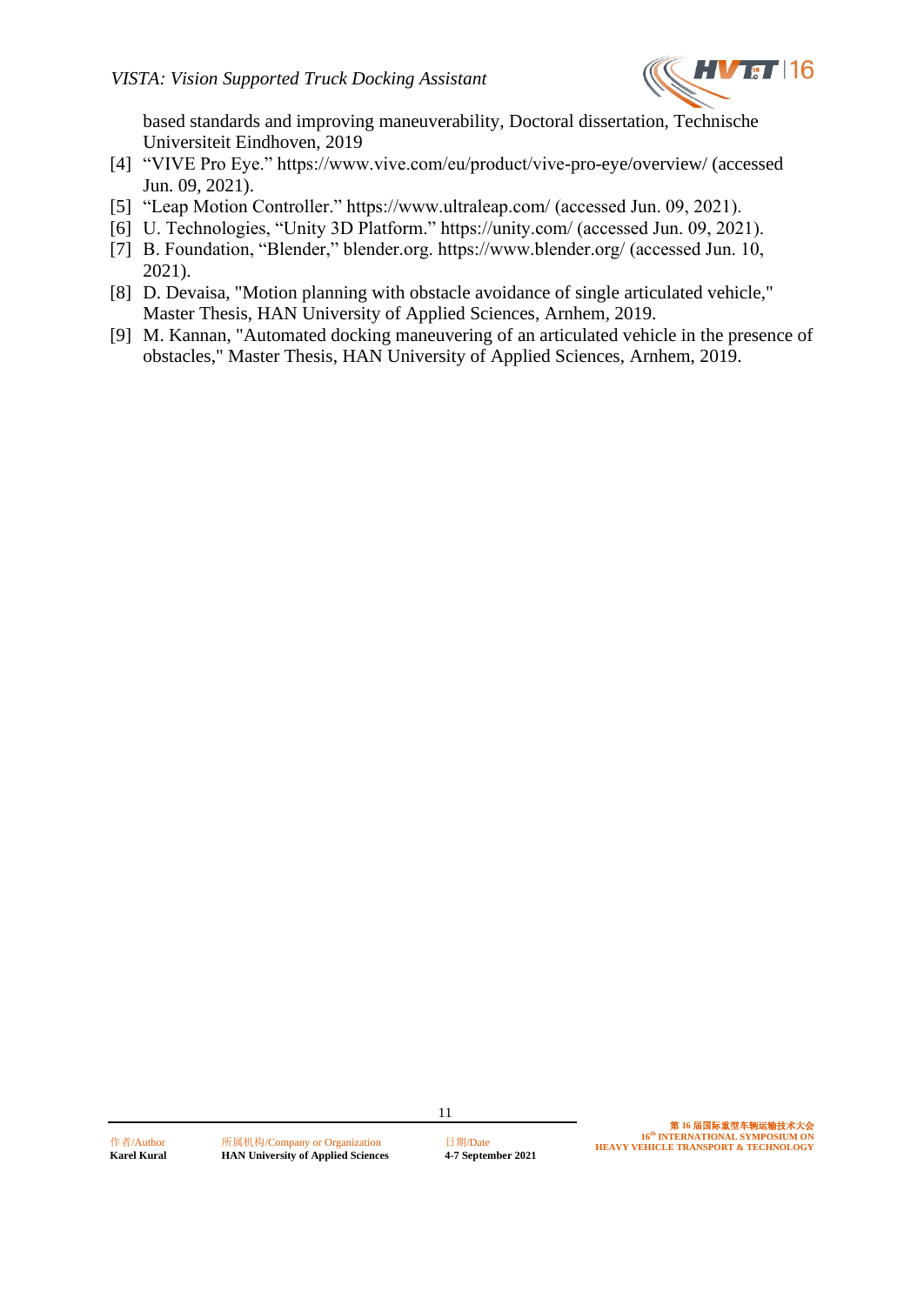based standards and improving maneuverability, Doctoral dissertation, Technische Universiteit Eindhoven, 2019

[4] "VIVE Pro Eye." https://www.vive.com/eu/product/vive-pro-eye/overview/ (accessed Jun. 09, 2021).

[5] "Leap Motion Controller." https://www.ultraleap.com/ (accessed Jun. 09, 2021).

[6] U. Technologies, "Unity 3D Platform." https://unity.com/ (accessed Jun. 09, 2021).

[7] B. Foundation, "Blender," blender.org. https://www.blender.org/ (accessed Jun. 10, 2021).

[8] D. Devaisa, "Motion planning with obstacle avoidance of single articulated vehicle," Master Thesis, HAN University of Applied Sciences, Arnhem, 2019.

[9] M. Kannan, "Automated docking maneuvering of an articulated vehicle in the presence of obstacles," Master Thesis, HAN University of Applied Sciences, Arnhem, 2019.